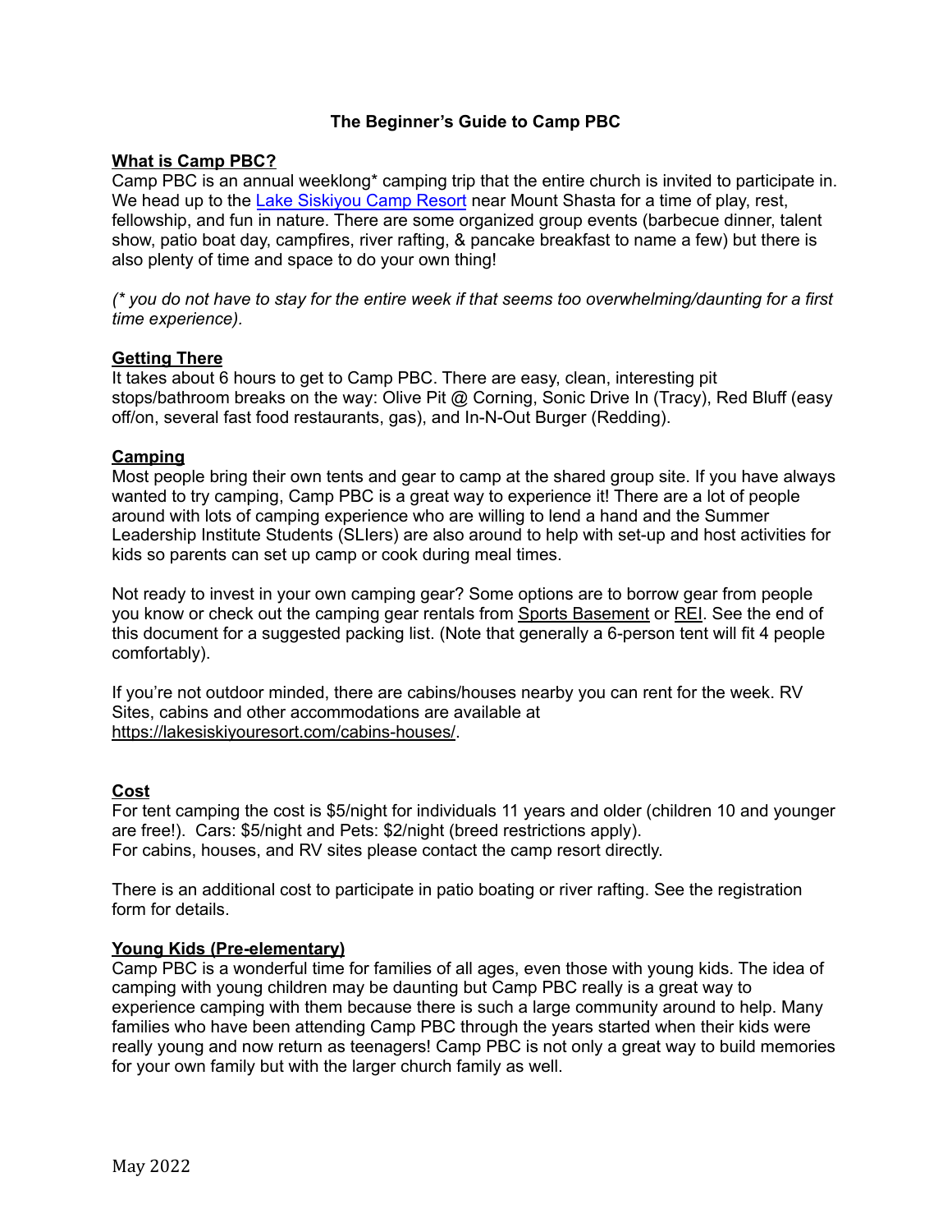# The Beginner's Guide to Camp PBC

## What is Camp PBC?

Camp PBC is an annual weeklong* camping trip that the entire church is invited to participate in. We head up to the Lake Siskiyou Camp Resort near Mount Shasta for a time of play, rest, fellowship, and fun in nature. There are some organized group events (barbecue dinner, talent show, patio boat day, campfires, river rafting, & pancake breakfast to name a few) but there is also plenty of time and space to do your own thing!

*(* you do not have to stay for the entire week if that seems too overwhelming/daunting for a first time experience).*

## Getting There

It takes about 6 hours to get to Camp PBC. There are easy, clean, interesting pit stops/bathroom breaks on the way: Olive Pit @ Corning, Sonic Drive In (Tracy), Red Bluff (easy off/on, several fast food restaurants, gas), and In-N-Out Burger (Redding).

## Camping

Most people bring their own tents and gear to camp at the shared group site. If you have always wanted to try camping, Camp PBC is a great way to experience it! There are a lot of people around with lots of camping experience who are willing to lend a hand and the Summer Leadership Institute Students (SLIers) are also around to help with set-up and host activities for kids so parents can set up camp or cook during meal times.

Not ready to invest in your own camping gear? Some options are to borrow gear from people you know or check out the camping gear rentals from Sports Basement or REI. See the end of this document for a suggested packing list. (Note that generally a 6-person tent will fit 4 people comfortably).

If you're not outdoor minded, there are cabins/houses nearby you can rent for the week. RV Sites, cabins and other accommodations are available at https://lakesiskiyouresort.com/cabins-houses/.

## Cost

For tent camping the cost is $5/night for individuals 11 years and older (children 10 and younger are free!). Cars: $5/night and Pets: $2/night (breed restrictions apply).
For cabins, houses, and RV sites please contact the camp resort directly.

There is an additional cost to participate in patio boating or river rafting. See the registration form for details.

## Young Kids (Pre-elementary)

Camp PBC is a wonderful time for families of all ages, even those with young kids. The idea of camping with young children may be daunting but Camp PBC really is a great way to experience camping with them because there is such a large community around to help. Many families who have been attending Camp PBC through the years started when their kids were really young and now return as teenagers! Camp PBC is not only a great way to build memories for your own family but with the larger church family as well.

May 2022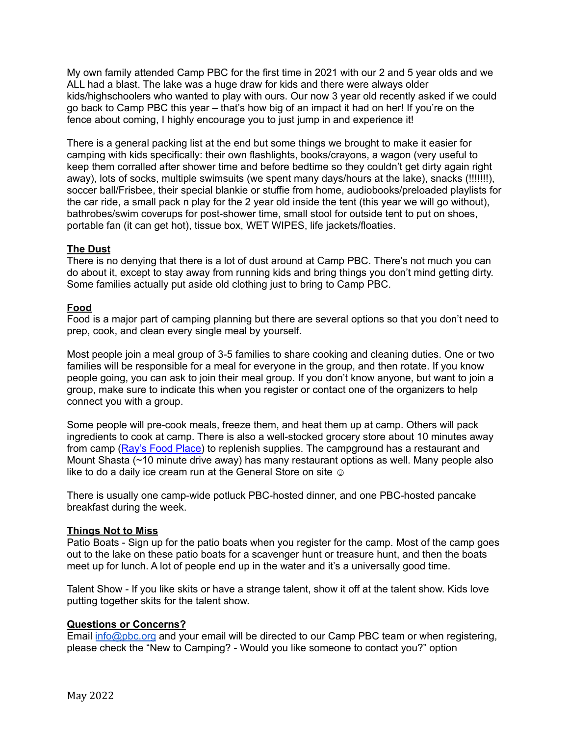My own family attended Camp PBC for the first time in 2021 with our 2 and 5 year olds and we ALL had a blast. The lake was a huge draw for kids and there were always older kids/highschoolers who wanted to play with ours. Our now 3 year old recently asked if we could go back to Camp PBC this year – that's how big of an impact it had on her! If you're on the fence about coming, I highly encourage you to just jump in and experience it!

There is a general packing list at the end but some things we brought to make it easier for camping with kids specifically: their own flashlights, books/crayons, a wagon (very useful to keep them corralled after shower time and before bedtime so they couldn't get dirty again right away), lots of socks, multiple swimsuits (we spent many days/hours at the lake), snacks (!!!!!!!), soccer ball/Frisbee, their special blankie or stuffie from home, audiobooks/preloaded playlists for the car ride, a small pack n play for the 2 year old inside the tent (this year we will go without), bathrobes/swim coverups for post-shower time, small stool for outside tent to put on shoes, portable fan (it can get hot), tissue box, WET WIPES, life jackets/floaties.

## The Dust

There is no denying that there is a lot of dust around at Camp PBC. There's not much you can do about it, except to stay away from running kids and bring things you don't mind getting dirty. Some families actually put aside old clothing just to bring to Camp PBC.

## Food

Food is a major part of camping planning but there are several options so that you don't need to prep, cook, and clean every single meal by yourself.

Most people join a meal group of 3-5 families to share cooking and cleaning duties. One or two families will be responsible for a meal for everyone in the group, and then rotate. If you know people going, you can ask to join their meal group. If you don't know anyone, but want to join a group, make sure to indicate this when you register or contact one of the organizers to help connect you with a group.

Some people will pre-cook meals, freeze them, and heat them up at camp. Others will pack ingredients to cook at camp. There is also a well-stocked grocery store about 10 minutes away from camp (Ray's Food Place) to replenish supplies. The campground has a restaurant and Mount Shasta (~10 minute drive away) has many restaurant options as well. Many people also like to do a daily ice cream run at the General Store on site ☺

There is usually one camp-wide potluck PBC-hosted dinner, and one PBC-hosted pancake breakfast during the week.

## Things Not to Miss

Patio Boats - Sign up for the patio boats when you register for the camp. Most of the camp goes out to the lake on these patio boats for a scavenger hunt or treasure hunt, and then the boats meet up for lunch. A lot of people end up in the water and it's a universally good time.

Talent Show - If you like skits or have a strange talent, show it off at the talent show. Kids love putting together skits for the talent show.

## Questions or Concerns?

Email info@pbc.org and your email will be directed to our Camp PBC team or when registering, please check the "New to Camping? - Would you like someone to contact you?" option

May 2022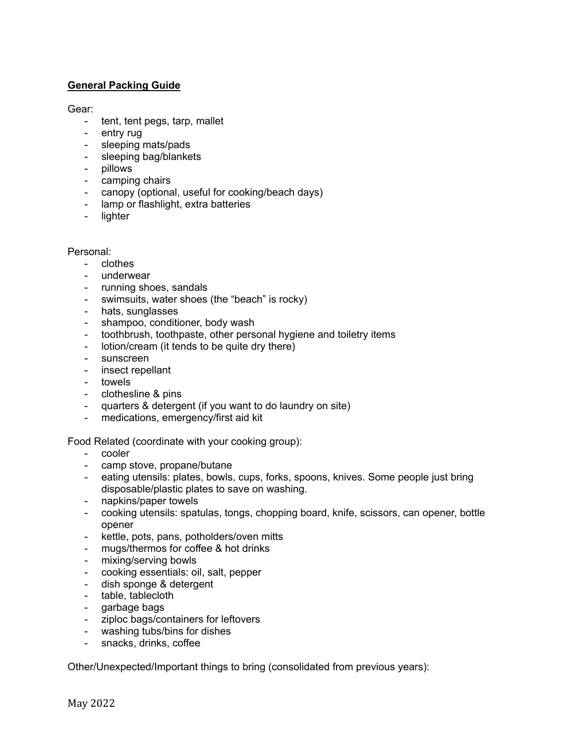**General Packing Guide**

Gear:

- tent, tent pegs, tarp, mallet
- entry rug
- sleeping mats/pads
- sleeping bag/blankets
- pillows
- camping chairs
- canopy (optional, useful for cooking/beach days)
- lamp or flashlight, extra batteries
- lighter

Personal:

- clothes
- underwear
- running shoes, sandals
- swimsuits, water shoes (the "beach" is rocky)
- hats, sunglasses
- shampoo, conditioner, body wash
- toothbrush, toothpaste, other personal hygiene and toiletry items
- lotion/cream (it tends to be quite dry there)
- sunscreen
- insect repellant
- towels
- clothesline & pins
- quarters & detergent (if you want to do laundry on site)
- medications, emergency/first aid kit

Food Related (coordinate with your cooking group):

- cooler
- camp stove, propane/butane
- eating utensils: plates, bowls, cups, forks, spoons, knives. Some people just bring disposable/plastic plates to save on washing.
- napkins/paper towels
- cooking utensils: spatulas, tongs, chopping board, knife, scissors, can opener, bottle opener
- kettle, pots, pans, potholders/oven mitts
- mugs/thermos for coffee & hot drinks
- mixing/serving bowls
- cooking essentials: oil, salt, pepper
- dish sponge & detergent
- table, tablecloth
- garbage bags
- ziploc bags/containers for leftovers
- washing tubs/bins for dishes
- snacks, drinks, coffee

Other/Unexpected/Important things to bring (consolidated from previous years):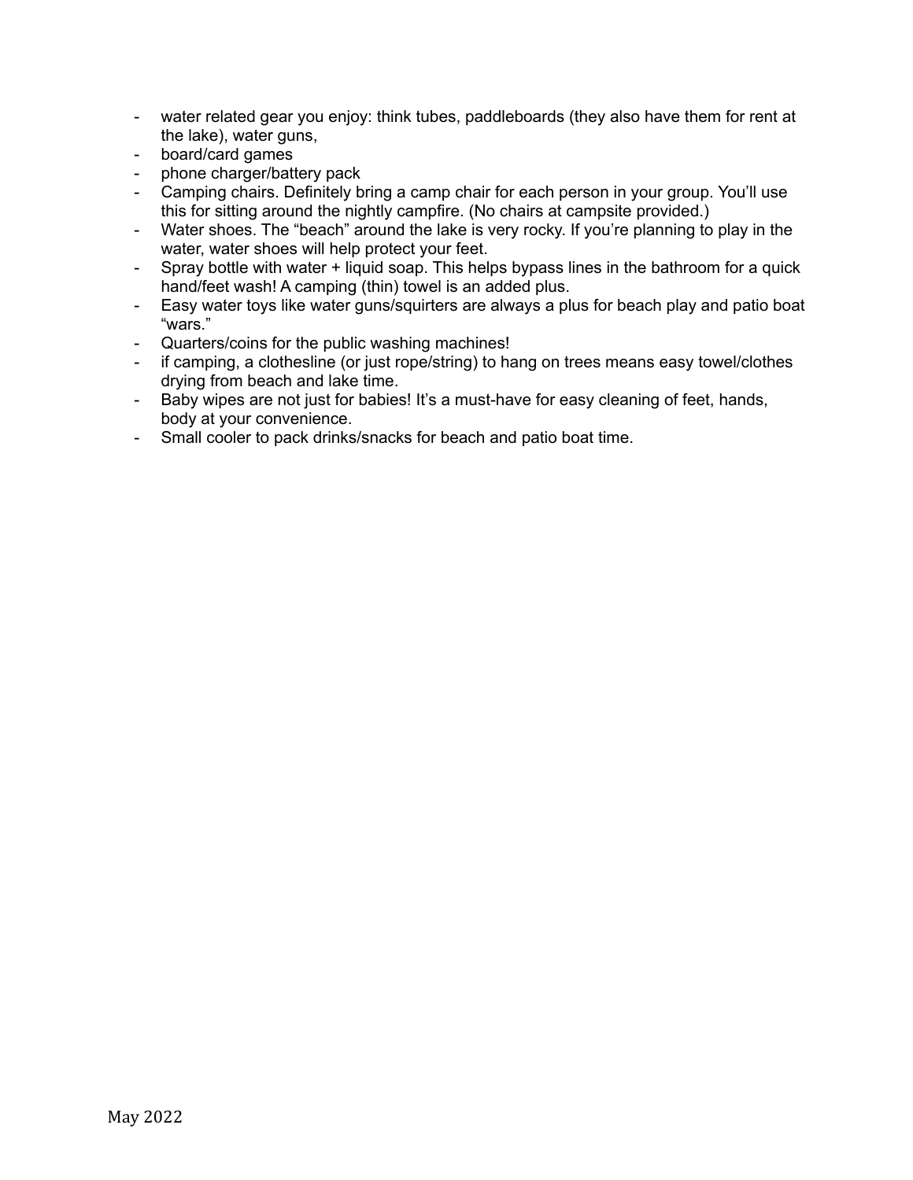- water related gear you enjoy: think tubes, paddleboards (they also have them for rent at the lake), water guns,
- board/card games
- phone charger/battery pack
- Camping chairs. Definitely bring a camp chair for each person in your group. You'll use this for sitting around the nightly campfire. (No chairs at campsite provided.)
- Water shoes. The "beach" around the lake is very rocky. If you're planning to play in the water, water shoes will help protect your feet.
- Spray bottle with water + liquid soap. This helps bypass lines in the bathroom for a quick hand/feet wash! A camping (thin) towel is an added plus.
- Easy water toys like water guns/squirters are always a plus for beach play and patio boat "wars."
- Quarters/coins for the public washing machines!
- if camping, a clothesline (or just rope/string) to hang on trees means easy towel/clothes drying from beach and lake time.
- Baby wipes are not just for babies! It's a must-have for easy cleaning of feet, hands, body at your convenience.
- Small cooler to pack drinks/snacks for beach and patio boat time.